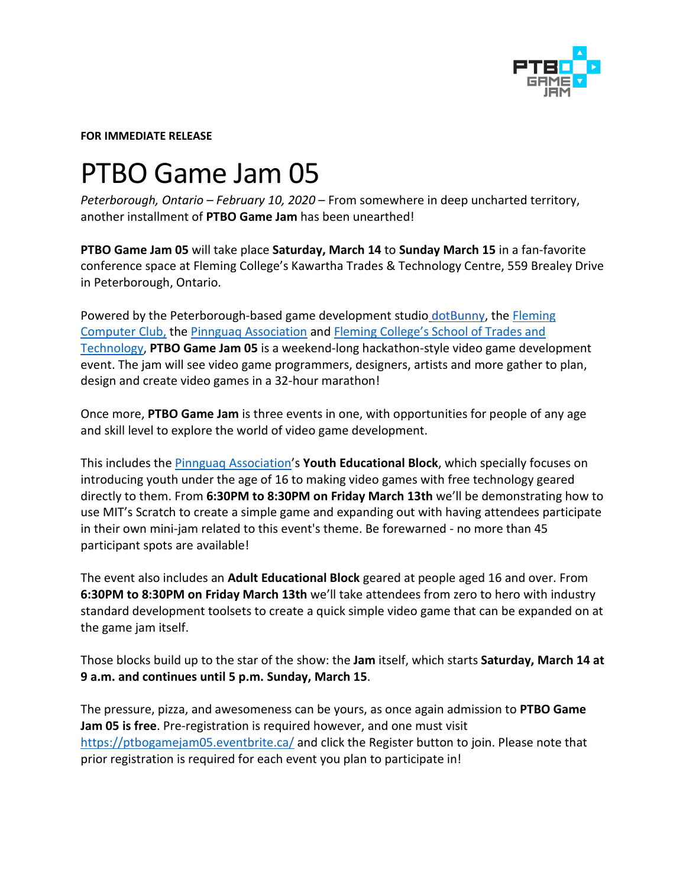**FOR IMMEDIATE RELEASE**

# PTBO Game Jam 05

*Peterborough, Ontario – February 10, 2020* – From somewhere in deep uncharted territory, another installment of **PTBO Game Jam** has been unearthed!

**PTBO Game Jam 05** will take place **Saturday, March 14** to **Sunday March 15** in a fan-favorite conference space at Fleming College's Kawartha Trades & Technology Centre, 559 Brealey Drive in Peterborough, Ontario.

Powered by the Peterborough-based game development studio dotBunny, the Fleming Computer Club, the Pinnguaq Association and Fleming College's School of Trades and Technology, **PTBO Game Jam 05** is a weekend-long hackathon-style video game development event. The jam will see video game programmers, designers, artists and more gather to plan, design and create video games in a 32-hour marathon!

Once more, **PTBO Game Jam** is three events in one, with opportunities for people of any age and skill level to explore the world of video game development.

This includes the Pinnguaq Association's **Youth Educational Block**, which specially focuses on introducing youth under the age of 16 to making video games with free technology geared directly to them. From **6:30PM to 8:30PM on Friday March 13th** we'll be demonstrating how to use MIT's Scratch to create a simple game and expanding out with having attendees participate in their own mini-jam related to this event's theme. Be forewarned - no more than 45 participant spots are available!

The event also includes an **Adult Educational Block** geared at people aged 16 and over. From **6:30PM to 8:30PM on Friday March 13th** we'll take attendees from zero to hero with industry standard development toolsets to create a quick simple video game that can be expanded on at the game jam itself.

Those blocks build up to the star of the show: the **Jam** itself, which starts **Saturday, March 14 at 9 a.m. and continues until 5 p.m. Sunday, March 15**.

The pressure, pizza, and awesomeness can be yours, as once again admission to **PTBO Game Jam 05 is free**. Pre-registration is required however, and one must visit https://ptbogamejam05.eventbrite.ca/ and click the Register button to join. Please note that prior registration is required for each event you plan to participate in!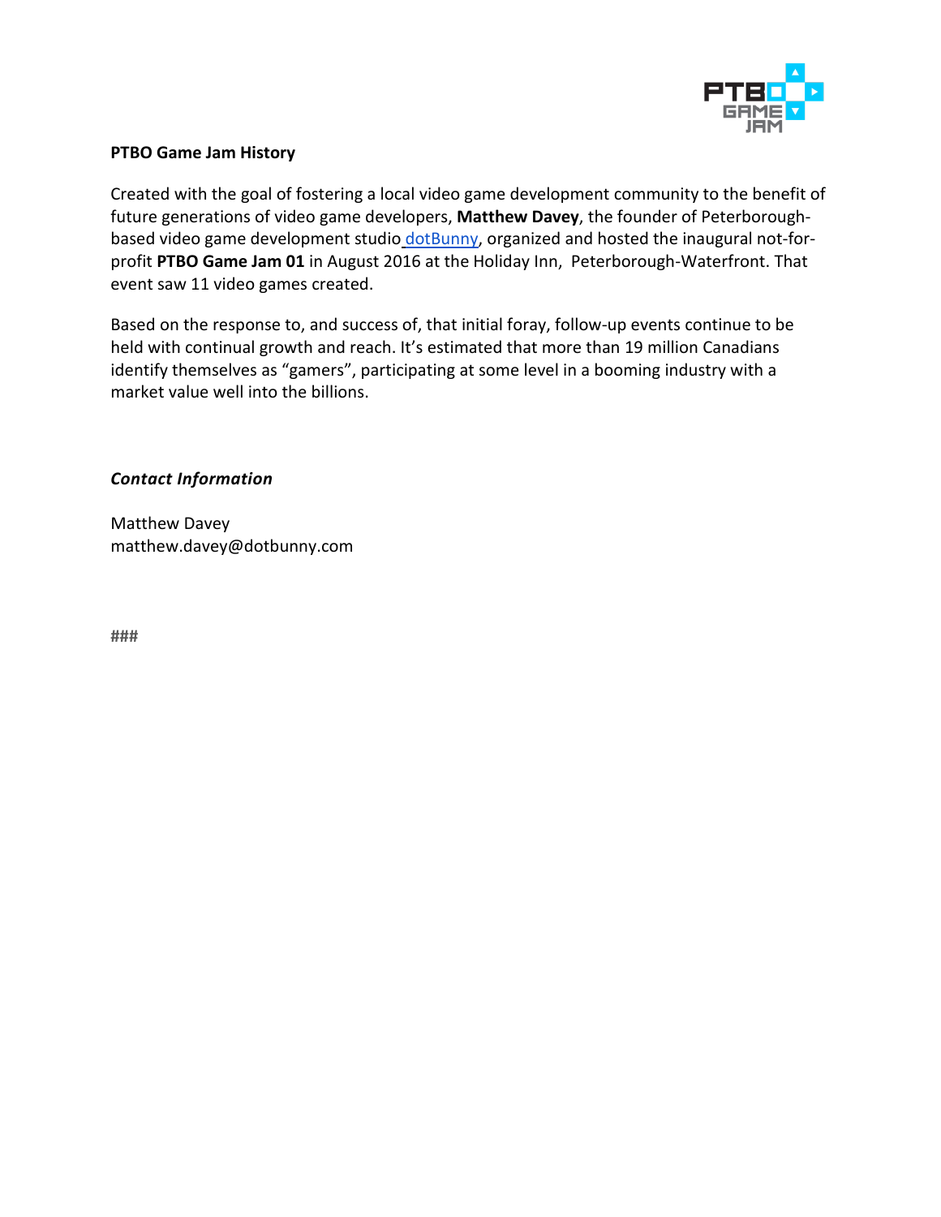**PTBO Game Jam History**

Created with the goal of fostering a local video game development community to the benefit of future generations of video game developers, **Matthew Davey**, the founder of Peterborough-based video game development studio dotBunny, organized and hosted the inaugural not-for-profit **PTBO Game Jam 01** in August 2016 at the Holiday Inn, Peterborough-Waterfront. That event saw 11 video games created.

Based on the response to, and success of, that initial foray, follow-up events continue to be held with continual growth and reach. It's estimated that more than 19 million Canadians identify themselves as "gamers", participating at some level in a booming industry with a market value well into the billions.

***Contact Information***

Matthew Davey
matthew.davey@dotbunny.com

###